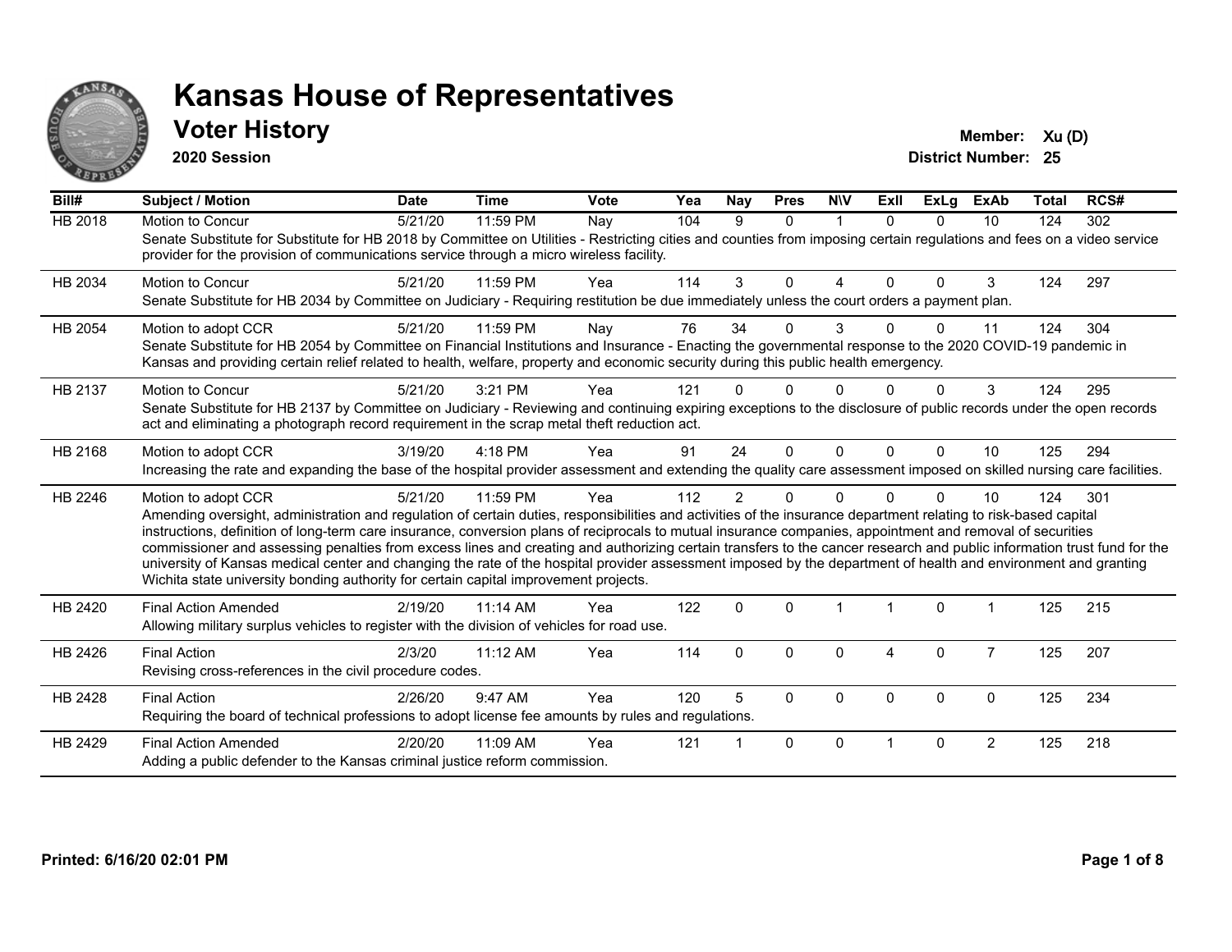# Kansas House of Representatives

## Voter History

**2020 Session**

**Member:** Xu (D)

**District Number:** 25

| Bill# | Subject / Motion | Date | Time | Vote | Yea | Nay | Pres | N\V | ExII | ExLg | ExAb | Total | RCS# |
|---|---|---|---|---|---|---|---|---|---|---|---|---|---|
| HB 2018 | Motion to Concur | 5/21/20 | 11:59 PM | Nay | 104 | 9 | 0 | 1 | 0 | 0 | 10 | 124 | 302 |
| | Senate Substitute for Substitute for HB 2018 by Committee on Utilities - Restricting cities and counties from imposing certain regulations and fees on a video service provider for the provision of communications service through a micro wireless facility. | | | | | | | | | | | | |
| HB 2034 | Motion to Concur | 5/21/20 | 11:59 PM | Yea | 114 | 3 | 0 | 4 | 0 | 0 | 3 | 124 | 297 |
| | Senate Substitute for HB 2034 by Committee on Judiciary - Requiring restitution be due immediately unless the court orders a payment plan. | | | | | | | | | | | | |
| HB 2054 | Motion to adopt CCR | 5/21/20 | 11:59 PM | Nay | 76 | 34 | 0 | 3 | 0 | 0 | 11 | 124 | 304 |
| | Senate Substitute for HB 2054 by Committee on Financial Institutions and Insurance - Enacting the governmental response to the 2020 COVID-19 pandemic in Kansas and providing certain relief related to health, welfare, property and economic security during this public health emergency. | | | | | | | | | | | | |
| HB 2137 | Motion to Concur | 5/21/20 | 3:21 PM | Yea | 121 | 0 | 0 | 0 | 0 | 0 | 3 | 124 | 295 |
| | Senate Substitute for HB 2137 by Committee on Judiciary - Reviewing and continuing expiring exceptions to the disclosure of public records under the open records act and eliminating a photograph record requirement in the scrap metal theft reduction act. | | | | | | | | | | | | |
| HB 2168 | Motion to adopt CCR | 3/19/20 | 4:18 PM | Yea | 91 | 24 | 0 | 0 | 0 | 0 | 10 | 125 | 294 |
| | Increasing the rate and expanding the base of the hospital provider assessment and extending the quality care assessment imposed on skilled nursing care facilities. | | | | | | | | | | | | |
| HB 2246 | Motion to adopt CCR | 5/21/20 | 11:59 PM | Yea | 112 | 2 | 0 | 0 | 0 | 0 | 10 | 124 | 301 |
| | Amending oversight, administration and regulation of certain duties, responsibilities and activities of the insurance department relating to risk-based capital instructions, definition of long-term care insurance, conversion plans of reciprocals to mutual insurance companies, appointment and removal of securities commissioner and assessing penalties from excess lines and creating and authorizing certain transfers to the cancer research and public information trust fund for the university of Kansas medical center and changing the rate of the hospital provider assessment imposed by the department of health and environment and granting Wichita state university bonding authority for certain capital improvement projects. | | | | | | | | | | | | |
| HB 2420 | Final Action Amended | 2/19/20 | 11:14 AM | Yea | 122 | 0 | 0 | 1 | 1 | 0 | 1 | 125 | 215 |
| | Allowing military surplus vehicles to register with the division of vehicles for road use. | | | | | | | | | | | | |
| HB 2426 | Final Action | 2/3/20 | 11:12 AM | Yea | 114 | 0 | 0 | 0 | 4 | 0 | 7 | 125 | 207 |
| | Revising cross-references in the civil procedure codes. | | | | | | | | | | | | |
| HB 2428 | Final Action | 2/26/20 | 9:47 AM | Yea | 120 | 5 | 0 | 0 | 0 | 0 | 0 | 125 | 234 |
| | Requiring the board of technical professions to adopt license fee amounts by rules and regulations. | | | | | | | | | | | | |
| HB 2429 | Final Action Amended | 2/20/20 | 11:09 AM | Yea | 121 | 1 | 0 | 0 | 1 | 0 | 2 | 125 | 218 |
| | Adding a public defender to the Kansas criminal justice reform commission. | | | | | | | | | | | | |

Printed: 6/16/20 02:01 PM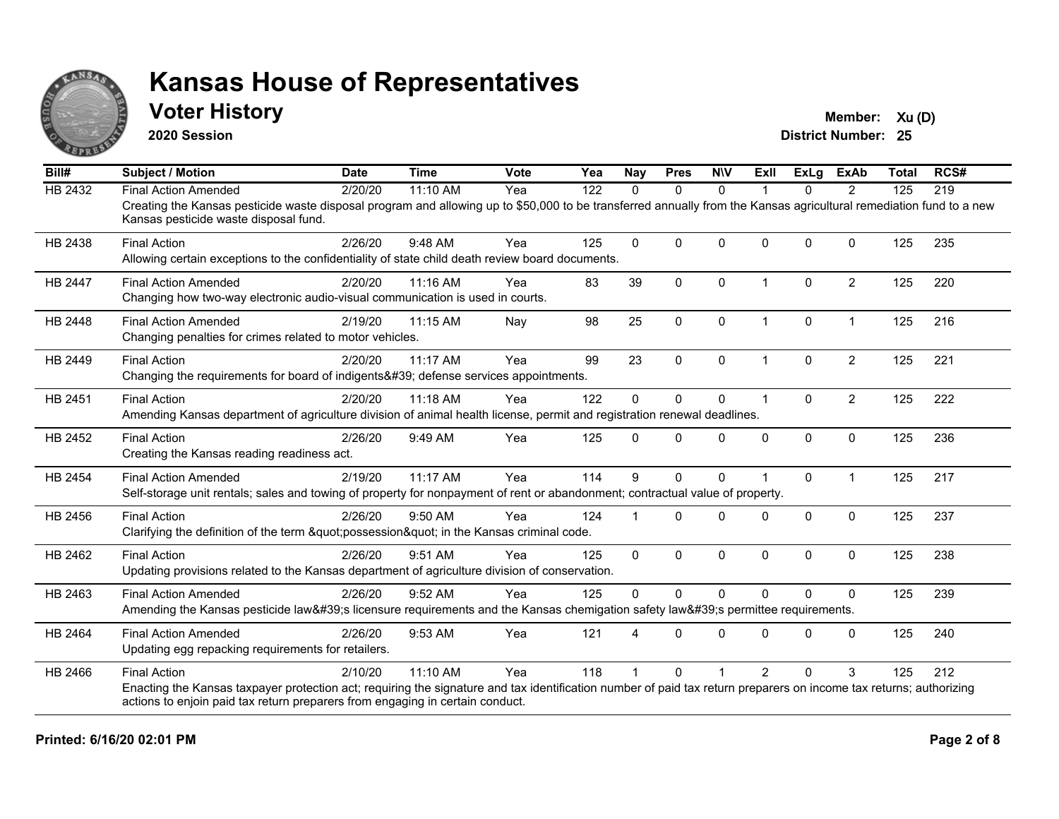# Kansas House of Representatives

## Voter History

**2020 Session**

**Member:** Xu (D)
**District Number:** 25

| Bill# | Subject / Motion | Date | Time | Vote | Yea | Nay | Pres | N\V | ExII | ExLg | ExAb | Total | RCS# |
|---|---|---|---|---|---|---|---|---|---|---|---|---|---|
| HB 2432 | Final Action Amended | 2/20/20 | 11:10 AM | Yea | 122 | 0 | 0 | 0 | 1 | 0 | 2 | 125 | 219 |
| | Creating the Kansas pesticide waste disposal program and allowing up to $50,000 to be transferred annually from the Kansas agricultural remediation fund to a new Kansas pesticide waste disposal fund. | | | | | | | | | | | | |
| HB 2438 | Final Action | 2/26/20 | 9:48 AM | Yea | 125 | 0 | 0 | 0 | 0 | 0 | 0 | 125 | 235 |
| | Allowing certain exceptions to the confidentiality of state child death review board documents. | | | | | | | | | | | | |
| HB 2447 | Final Action Amended | 2/20/20 | 11:16 AM | Yea | 83 | 39 | 0 | 0 | 1 | 0 | 2 | 125 | 220 |
| | Changing how two-way electronic audio-visual communication is used in courts. | | | | | | | | | | | | |
| HB 2448 | Final Action Amended | 2/19/20 | 11:15 AM | Nay | 98 | 25 | 0 | 0 | 1 | 0 | 1 | 125 | 216 |
| | Changing penalties for crimes related to motor vehicles. | | | | | | | | | | | | |
| HB 2449 | Final Action | 2/20/20 | 11:17 AM | Yea | 99 | 23 | 0 | 0 | 1 | 0 | 2 | 125 | 221 |
| | Changing the requirements for board of indigents&#39; defense services appointments. | | | | | | | | | | | | |
| HB 2451 | Final Action | 2/20/20 | 11:18 AM | Yea | 122 | 0 | 0 | 0 | 1 | 0 | 2 | 125 | 222 |
| | Amending Kansas department of agriculture division of animal health license, permit and registration renewal deadlines. | | | | | | | | | | | | |
| HB 2452 | Final Action | 2/26/20 | 9:49 AM | Yea | 125 | 0 | 0 | 0 | 0 | 0 | 0 | 125 | 236 |
| | Creating the Kansas reading readiness act. | | | | | | | | | | | | |
| HB 2454 | Final Action Amended | 2/19/20 | 11:17 AM | Yea | 114 | 9 | 0 | 0 | 1 | 0 | 1 | 125 | 217 |
| | Self-storage unit rentals; sales and towing of property for nonpayment of rent or abandonment; contractual value of property. | | | | | | | | | | | | |
| HB 2456 | Final Action | 2/26/20 | 9:50 AM | Yea | 124 | 1 | 0 | 0 | 0 | 0 | 0 | 125 | 237 |
| | Clarifying the definition of the term &quot;possession&quot; in the Kansas criminal code. | | | | | | | | | | | | |
| HB 2462 | Final Action | 2/26/20 | 9:51 AM | Yea | 125 | 0 | 0 | 0 | 0 | 0 | 0 | 125 | 238 |
| | Updating provisions related to the Kansas department of agriculture division of conservation. | | | | | | | | | | | | |
| HB 2463 | Final Action Amended | 2/26/20 | 9:52 AM | Yea | 125 | 0 | 0 | 0 | 0 | 0 | 0 | 125 | 239 |
| | Amending the Kansas pesticide law&#39;s licensure requirements and the Kansas chemigation safety law&#39;s permittee requirements. | | | | | | | | | | | | |
| HB 2464 | Final Action Amended | 2/26/20 | 9:53 AM | Yea | 121 | 4 | 0 | 0 | 0 | 0 | 0 | 125 | 240 |
| | Updating egg repacking requirements for retailers. | | | | | | | | | | | | |
| HB 2466 | Final Action | 2/10/20 | 11:10 AM | Yea | 118 | 1 | 0 | 1 | 2 | 0 | 3 | 125 | 212 |
| | Enacting the Kansas taxpayer protection act; requiring the signature and tax identification number of paid tax return preparers on income tax returns; authorizing actions to enjoin paid tax return preparers from engaging in certain conduct. | | | | | | | | | | | | |

**Printed: 6/16/20 02:01 PM**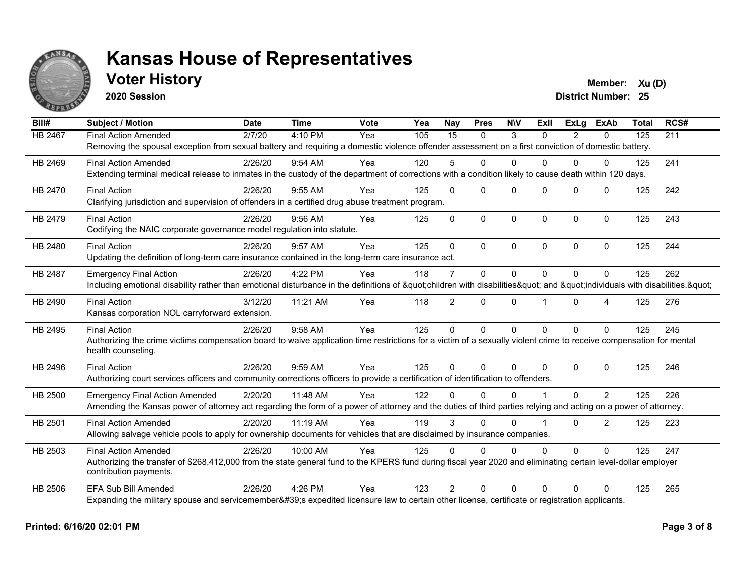# Kansas House of Representatives

## Voter History

**2020 Session**

**Member:** Xu (D)
**District Number:** 25

| Bill# | Subject / Motion | Date | Time | Vote | Yea | Nay | Pres | N\V | ExII | ExLg | ExAb | Total | RCS# |
|---|---|---|---|---|---|---|---|---|---|---|---|---|---|
| HB 2467 | Final Action Amended | 2/7/20 | 4:10 PM | Yea | 105 | 15 | 0 | 3 | 0 | 2 | 0 | 125 | 211 |
| | Removing the spousal exception from sexual battery and requiring a domestic violence offender assessment on a first conviction of domestic battery. | | | | | | | | | | | | |
| HB 2469 | Final Action Amended | 2/26/20 | 9:54 AM | Yea | 120 | 5 | 0 | 0 | 0 | 0 | 0 | 125 | 241 |
| | Extending terminal medical release to inmates in the custody of the department of corrections with a condition likely to cause death within 120 days. | | | | | | | | | | | | |
| HB 2470 | Final Action | 2/26/20 | 9:55 AM | Yea | 125 | 0 | 0 | 0 | 0 | 0 | 0 | 125 | 242 |
| | Clarifying jurisdiction and supervision of offenders in a certified drug abuse treatment program. | | | | | | | | | | | | |
| HB 2479 | Final Action | 2/26/20 | 9:56 AM | Yea | 125 | 0 | 0 | 0 | 0 | 0 | 0 | 125 | 243 |
| | Codifying the NAIC corporate governance model regulation into statute. | | | | | | | | | | | | |
| HB 2480 | Final Action | 2/26/20 | 9:57 AM | Yea | 125 | 0 | 0 | 0 | 0 | 0 | 0 | 125 | 244 |
| | Updating the definition of long-term care insurance contained in the long-term care insurance act. | | | | | | | | | | | | |
| HB 2487 | Emergency Final Action | 2/26/20 | 4:22 PM | Yea | 118 | 7 | 0 | 0 | 0 | 0 | 0 | 125 | 262 |
| | Including emotional disability rather than emotional disturbance in the definitions of &quot;children with disabilities&quot; and &quot;individuals with disabilities.&quot; | | | | | | | | | | | | |
| HB 2490 | Final Action | 3/12/20 | 11:21 AM | Yea | 118 | 2 | 0 | 0 | 1 | 0 | 4 | 125 | 276 |
| | Kansas corporation NOL carryforward extension. | | | | | | | | | | | | |
| HB 2495 | Final Action | 2/26/20 | 9:58 AM | Yea | 125 | 0 | 0 | 0 | 0 | 0 | 0 | 125 | 245 |
| | Authorizing the crime victims compensation board to waive application time restrictions for a victim of a sexually violent crime to receive compensation for mental health counseling. | | | | | | | | | | | | |
| HB 2496 | Final Action | 2/26/20 | 9:59 AM | Yea | 125 | 0 | 0 | 0 | 0 | 0 | 0 | 125 | 246 |
| | Authorizing court services officers and community corrections officers to provide a certification of identification to offenders. | | | | | | | | | | | | |
| HB 2500 | Emergency Final Action Amended | 2/20/20 | 11:48 AM | Yea | 122 | 0 | 0 | 0 | 1 | 0 | 2 | 125 | 226 |
| | Amending the Kansas power of attorney act regarding the form of a power of attorney and the duties of third parties relying and acting on a power of attorney. | | | | | | | | | | | | |
| HB 2501 | Final Action Amended | 2/20/20 | 11:19 AM | Yea | 119 | 3 | 0 | 0 | 1 | 0 | 2 | 125 | 223 |
| | Allowing salvage vehicle pools to apply for ownership documents for vehicles that are disclaimed by insurance companies. | | | | | | | | | | | | |
| HB 2503 | Final Action Amended | 2/26/20 | 10:00 AM | Yea | 125 | 0 | 0 | 0 | 0 | 0 | 0 | 125 | 247 |
| | Authorizing the transfer of $268,412,000 from the state general fund to the KPERS fund during fiscal year 2020 and eliminating certain level-dollar employer contribution payments. | | | | | | | | | | | | |
| HB 2506 | EFA Sub Bill Amended | 2/26/20 | 4:26 PM | Yea | 123 | 2 | 0 | 0 | 0 | 0 | 0 | 125 | 265 |
| | Expanding the military spouse and servicemember&#39;s expedited licensure law to certain other license, certificate or registration applicants. | | | | | | | | | | | | |

**Printed: 6/16/20 02:01 PM**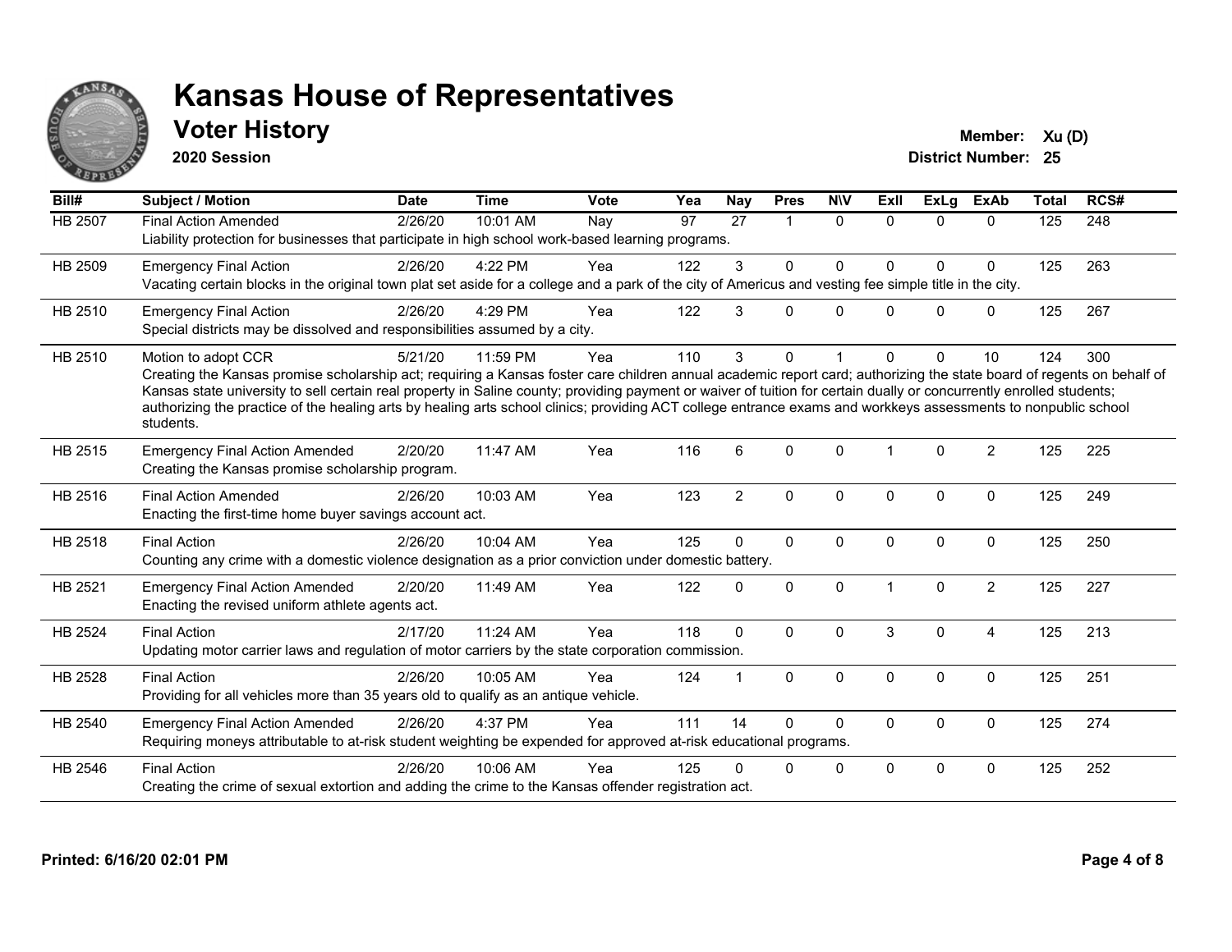# Kansas House of Representatives

## Voter History

**2020 Session**

**Member:** Xu (D)
**District Number:** 25

| Bill# | Subject / Motion | Date | Time | Vote | Yea | Nay | Pres | N\V | ExII | ExLg | ExAb | Total | RCS# |
|---|---|---|---|---|---|---|---|---|---|---|---|---|---|
| HB 2507 | Final Action Amended | 2/26/20 | 10:01 AM | Nay | 97 | 27 | 1 | 0 | 0 | 0 | 0 | 125 | 248 |
| | Liability protection for businesses that participate in high school work-based learning programs. | | | | | | | | | | | | |
| HB 2509 | Emergency Final Action | 2/26/20 | 4:22 PM | Yea | 122 | 3 | 0 | 0 | 0 | 0 | 0 | 125 | 263 |
| | Vacating certain blocks in the original town plat set aside for a college and a park of the city of Americus and vesting fee simple title in the city. | | | | | | | | | | | | |
| HB 2510 | Emergency Final Action | 2/26/20 | 4:29 PM | Yea | 122 | 3 | 0 | 0 | 0 | 0 | 0 | 125 | 267 |
| | Special districts may be dissolved and responsibilities assumed by a city. | | | | | | | | | | | | |
| HB 2510 | Motion to adopt CCR | 5/21/20 | 11:59 PM | Yea | 110 | 3 | 0 | 1 | 0 | 0 | 10 | 124 | 300 |
| | Creating the Kansas promise scholarship act; requiring a Kansas foster care children annual academic report card; authorizing the state board of regents on behalf of Kansas state university to sell certain real property in Saline county; providing payment or waiver of tuition for certain dually or concurrently enrolled students; authorizing the practice of the healing arts by healing arts school clinics; providing ACT college entrance exams and workkeys assessments to nonpublic school students. | | | | | | | | | | | | |
| HB 2515 | Emergency Final Action Amended | 2/20/20 | 11:47 AM | Yea | 116 | 6 | 0 | 0 | 1 | 0 | 2 | 125 | 225 |
| | Creating the Kansas promise scholarship program. | | | | | | | | | | | | |
| HB 2516 | Final Action Amended | 2/26/20 | 10:03 AM | Yea | 123 | 2 | 0 | 0 | 0 | 0 | 0 | 125 | 249 |
| | Enacting the first-time home buyer savings account act. | | | | | | | | | | | | |
| HB 2518 | Final Action | 2/26/20 | 10:04 AM | Yea | 125 | 0 | 0 | 0 | 0 | 0 | 0 | 125 | 250 |
| | Counting any crime with a domestic violence designation as a prior conviction under domestic battery. | | | | | | | | | | | | |
| HB 2521 | Emergency Final Action Amended | 2/20/20 | 11:49 AM | Yea | 122 | 0 | 0 | 0 | 1 | 0 | 2 | 125 | 227 |
| | Enacting the revised uniform athlete agents act. | | | | | | | | | | | | |
| HB 2524 | Final Action | 2/17/20 | 11:24 AM | Yea | 118 | 0 | 0 | 0 | 3 | 0 | 4 | 125 | 213 |
| | Updating motor carrier laws and regulation of motor carriers by the state corporation commission. | | | | | | | | | | | | |
| HB 2528 | Final Action | 2/26/20 | 10:05 AM | Yea | 124 | 1 | 0 | 0 | 0 | 0 | 0 | 125 | 251 |
| | Providing for all vehicles more than 35 years old to qualify as an antique vehicle. | | | | | | | | | | | | |
| HB 2540 | Emergency Final Action Amended | 2/26/20 | 4:37 PM | Yea | 111 | 14 | 0 | 0 | 0 | 0 | 0 | 125 | 274 |
| | Requiring moneys attributable to at-risk student weighting be expended for approved at-risk educational programs. | | | | | | | | | | | | |
| HB 2546 | Final Action | 2/26/20 | 10:06 AM | Yea | 125 | 0 | 0 | 0 | 0 | 0 | 0 | 125 | 252 |
| | Creating the crime of sexual extortion and adding the crime to the Kansas offender registration act. | | | | | | | | | | | | |

**Printed: 6/16/20 02:01 PM**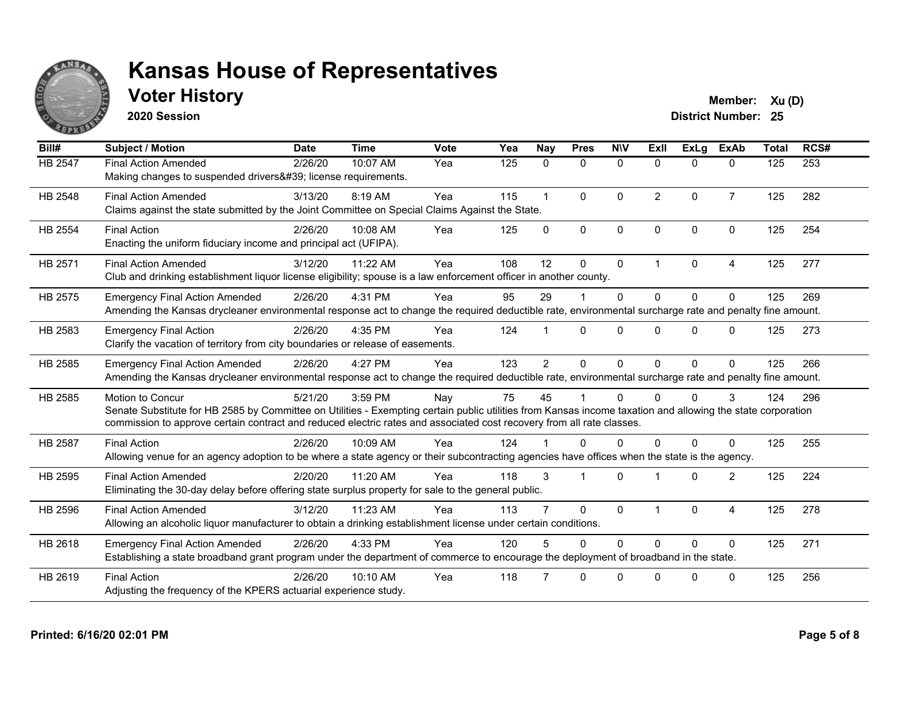# Kansas House of Representatives

## Voter History

**2020 Session**

**Member:** Xu (D)
**District Number:** 25

| Bill# | Subject / Motion | Date | Time | Vote | Yea | Nay | Pres | N\V | ExII | ExLg | ExAb | Total | RCS# |
|---|---|---|---|---|---|---|---|---|---|---|---|---|---|
| HB 2547 | Final Action Amended<br>Making changes to suspended drivers&#39; license requirements. | 2/26/20 | 10:07 AM | Yea | 125 | 0 | 0 | 0 | 0 | 0 | 0 | 125 | 253 |
| HB 2548 | Final Action Amended<br>Claims against the state submitted by the Joint Committee on Special Claims Against the State. | 3/13/20 | 8:19 AM | Yea | 115 | 1 | 0 | 0 | 2 | 0 | 7 | 125 | 282 |
| HB 2554 | Final Action<br>Enacting the uniform fiduciary income and principal act (UFIPA). | 2/26/20 | 10:08 AM | Yea | 125 | 0 | 0 | 0 | 0 | 0 | 0 | 125 | 254 |
| HB 2571 | Final Action Amended<br>Club and drinking establishment liquor license eligibility; spouse is a law enforcement officer in another county. | 3/12/20 | 11:22 AM | Yea | 108 | 12 | 0 | 0 | 1 | 0 | 4 | 125 | 277 |
| HB 2575 | Emergency Final Action Amended<br>Amending the Kansas drycleaner environmental response act to change the required deductible rate, environmental surcharge rate and penalty fine amount. | 2/26/20 | 4:31 PM | Yea | 95 | 29 | 1 | 0 | 0 | 0 | 0 | 125 | 269 |
| HB 2583 | Emergency Final Action<br>Clarify the vacation of territory from city boundaries or release of easements. | 2/26/20 | 4:35 PM | Yea | 124 | 1 | 0 | 0 | 0 | 0 | 0 | 125 | 273 |
| HB 2585 | Emergency Final Action Amended<br>Amending the Kansas drycleaner environmental response act to change the required deductible rate, environmental surcharge rate and penalty fine amount. | 2/26/20 | 4:27 PM | Yea | 123 | 2 | 0 | 0 | 0 | 0 | 0 | 125 | 266 |
| HB 2585 | Motion to Concur<br>Senate Substitute for HB 2585 by Committee on Utilities - Exempting certain public utilities from Kansas income taxation and allowing the state corporation commission to approve certain contract and reduced electric rates and associated cost recovery from all rate classes. | 5/21/20 | 3:59 PM | Nay | 75 | 45 | 1 | 0 | 0 | 0 | 3 | 124 | 296 |
| HB 2587 | Final Action<br>Allowing venue for an agency adoption to be where a state agency or their subcontracting agencies have offices when the state is the agency. | 2/26/20 | 10:09 AM | Yea | 124 | 1 | 0 | 0 | 0 | 0 | 0 | 125 | 255 |
| HB 2595 | Final Action Amended<br>Eliminating the 30-day delay before offering state surplus property for sale to the general public. | 2/20/20 | 11:20 AM | Yea | 118 | 3 | 1 | 0 | 1 | 0 | 2 | 125 | 224 |
| HB 2596 | Final Action Amended<br>Allowing an alcoholic liquor manufacturer to obtain a drinking establishment license under certain conditions. | 3/12/20 | 11:23 AM | Yea | 113 | 7 | 0 | 0 | 1 | 0 | 4 | 125 | 278 |
| HB 2618 | Emergency Final Action Amended<br>Establishing a state broadband grant program under the department of commerce to encourage the deployment of broadband in the state. | 2/26/20 | 4:33 PM | Yea | 120 | 5 | 0 | 0 | 0 | 0 | 0 | 125 | 271 |
| HB 2619 | Final Action<br>Adjusting the frequency of the KPERS actuarial experience study. | 2/26/20 | 10:10 AM | Yea | 118 | 7 | 0 | 0 | 0 | 0 | 0 | 125 | 256 |

**Printed: 6/16/20 02:01 PM**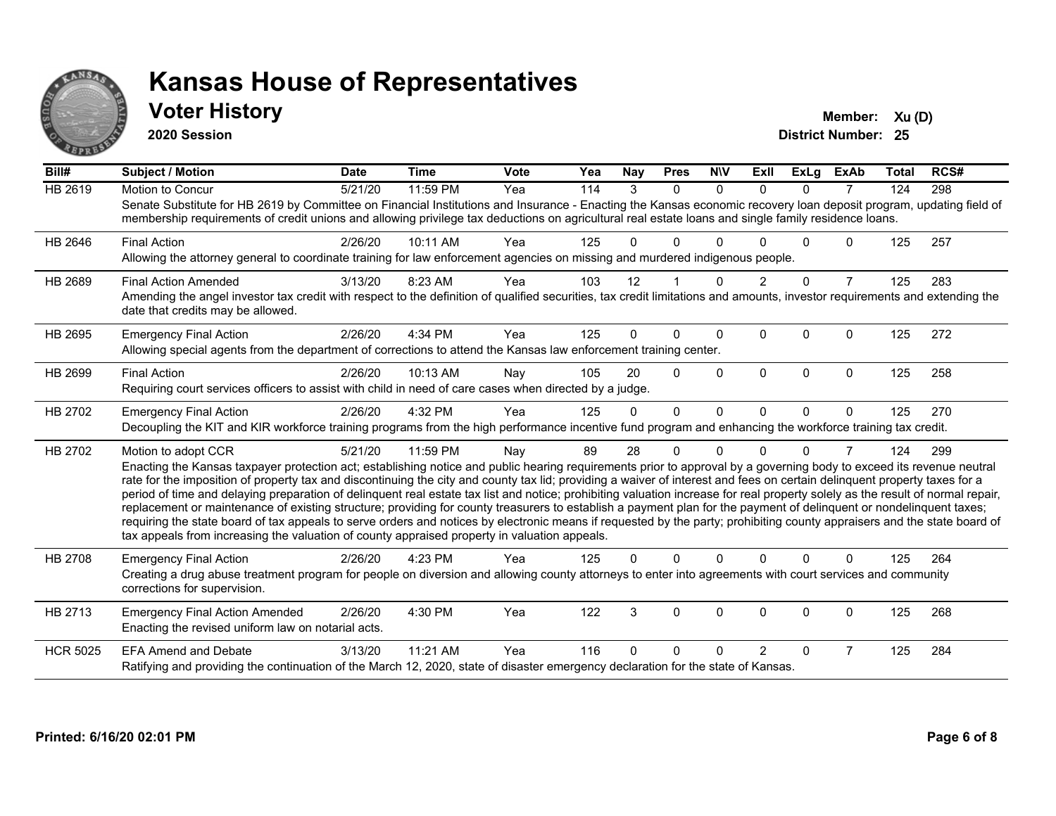# Kansas House of Representatives

## Voter History

**2020 Session**

**Member:** Xu (D)
**District Number:** 25

| Bill# | Subject / Motion | Date | Time | Vote | Yea | Nay | Pres | N\V | ExII | ExLg | ExAb | Total | RCS# |
|---|---|---|---|---|---|---|---|---|---|---|---|---|---|
| HB 2619 | Motion to Concur | 5/21/20 | 11:59 PM | Yea | 114 | 3 | 0 | 0 | 0 | 0 | 7 | 124 | 298 |
| | Senate Substitute for HB 2619 by Committee on Financial Institutions and Insurance - Enacting the Kansas economic recovery loan deposit program, updating field of membership requirements of credit unions and allowing privilege tax deductions on agricultural real estate loans and single family residence loans. | | | | | | | | | | | | |
| HB 2646 | Final Action | 2/26/20 | 10:11 AM | Yea | 125 | 0 | 0 | 0 | 0 | 0 | 0 | 125 | 257 |
| | Allowing the attorney general to coordinate training for law enforcement agencies on missing and murdered indigenous people. | | | | | | | | | | | | |
| HB 2689 | Final Action Amended | 3/13/20 | 8:23 AM | Yea | 103 | 12 | 1 | 0 | 2 | 0 | 7 | 125 | 283 |
| | Amending the angel investor tax credit with respect to the definition of qualified securities, tax credit limitations and amounts, investor requirements and extending the date that credits may be allowed. | | | | | | | | | | | | |
| HB 2695 | Emergency Final Action | 2/26/20 | 4:34 PM | Yea | 125 | 0 | 0 | 0 | 0 | 0 | 0 | 125 | 272 |
| | Allowing special agents from the department of corrections to attend the Kansas law enforcement training center. | | | | | | | | | | | | |
| HB 2699 | Final Action | 2/26/20 | 10:13 AM | Nay | 105 | 20 | 0 | 0 | 0 | 0 | 0 | 125 | 258 |
| | Requiring court services officers to assist with child in need of care cases when directed by a judge. | | | | | | | | | | | | |
| HB 2702 | Emergency Final Action | 2/26/20 | 4:32 PM | Yea | 125 | 0 | 0 | 0 | 0 | 0 | 0 | 125 | 270 |
| | Decoupling the KIT and KIR workforce training programs from the high performance incentive fund program and enhancing the workforce training tax credit. | | | | | | | | | | | | |
| HB 2702 | Motion to adopt CCR | 5/21/20 | 11:59 PM | Nay | 89 | 28 | 0 | 0 | 0 | 0 | 7 | 124 | 299 |
| | Enacting the Kansas taxpayer protection act; establishing notice and public hearing requirements prior to approval by a governing body to exceed its revenue neutral rate for the imposition of property tax and discontinuing the city and county tax lid; providing a waiver of interest and fees on certain delinquent property taxes for a period of time and delaying preparation of delinquent real estate tax list and notice; prohibiting valuation increase for real property solely as the result of normal repair, replacement or maintenance of existing structure; providing for county treasurers to establish a payment plan for the payment of delinquent or nondelinquent taxes; requiring the state board of tax appeals to serve orders and notices by electronic means if requested by the party; prohibiting county appraisers and the state board of tax appeals from increasing the valuation of county appraised property in valuation appeals. | | | | | | | | | | | | |
| HB 2708 | Emergency Final Action | 2/26/20 | 4:23 PM | Yea | 125 | 0 | 0 | 0 | 0 | 0 | 0 | 125 | 264 |
| | Creating a drug abuse treatment program for people on diversion and allowing county attorneys to enter into agreements with court services and community corrections for supervision. | | | | | | | | | | | | |
| HB 2713 | Emergency Final Action Amended | 2/26/20 | 4:30 PM | Yea | 122 | 3 | 0 | 0 | 0 | 0 | 0 | 125 | 268 |
| | Enacting the revised uniform law on notarial acts. | | | | | | | | | | | | |
| HCR 5025 | EFA Amend and Debate | 3/13/20 | 11:21 AM | Yea | 116 | 0 | 0 | 0 | 2 | 0 | 7 | 125 | 284 |
| | Ratifying and providing the continuation of the March 12, 2020, state of disaster emergency declaration for the state of Kansas. | | | | | | | | | | | | |

**Printed: 6/16/20 02:01 PM**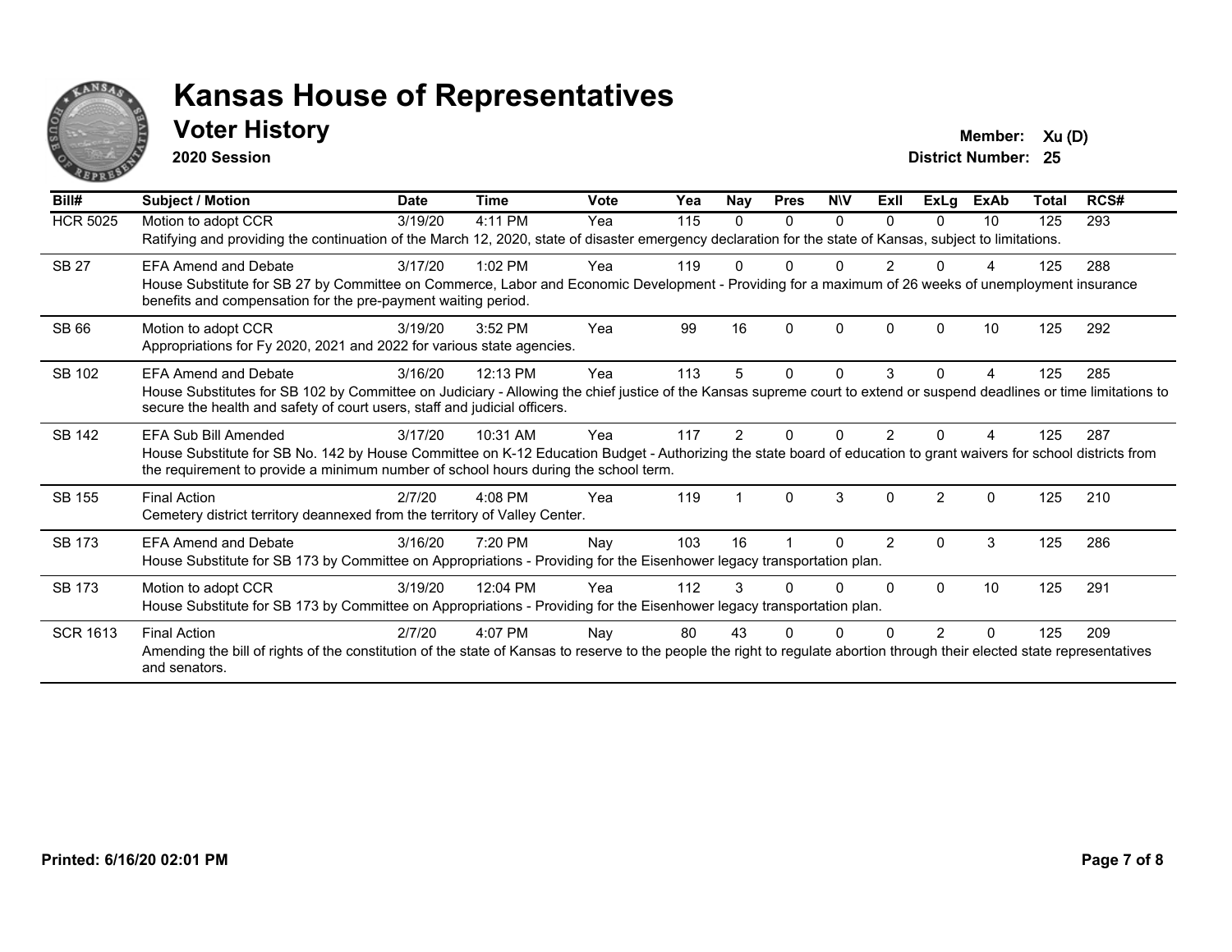# Kansas House of Representatives

## Voter History

**2020 Session**

**Member:** Xu (D)
**District Number:** 25

| Bill# | Subject / Motion | Date | Time | Vote | Yea | Nay | Pres | N\V | ExII | ExLg | ExAb | Total | RCS# |
|---|---|---|---|---|---|---|---|---|---|---|---|---|---|
| HCR 5025 | Motion to adopt CCR | 3/19/20 | 4:11 PM | Yea | 115 | 0 | 0 | 0 | 0 | 0 | 10 | 125 | 293 |
| | Ratifying and providing the continuation of the March 12, 2020, state of disaster emergency declaration for the state of Kansas, subject to limitations. | | | | | | | | | | | | |
| SB 27 | EFA Amend and Debate | 3/17/20 | 1:02 PM | Yea | 119 | 0 | 0 | 0 | 2 | 0 | 4 | 125 | 288 |
| | House Substitute for SB 27 by Committee on Commerce, Labor and Economic Development - Providing for a maximum of 26 weeks of unemployment insurance benefits and compensation for the pre-payment waiting period. | | | | | | | | | | | | |
| SB 66 | Motion to adopt CCR | 3/19/20 | 3:52 PM | Yea | 99 | 16 | 0 | 0 | 0 | 0 | 10 | 125 | 292 |
| | Appropriations for Fy 2020, 2021 and 2022 for various state agencies. | | | | | | | | | | | | |
| SB 102 | EFA Amend and Debate | 3/16/20 | 12:13 PM | Yea | 113 | 5 | 0 | 0 | 3 | 0 | 4 | 125 | 285 |
| | House Substitutes for SB 102 by Committee on Judiciary - Allowing the chief justice of the Kansas supreme court to extend or suspend deadlines or time limitations to secure the health and safety of court users, staff and judicial officers. | | | | | | | | | | | | |
| SB 142 | EFA Sub Bill Amended | 3/17/20 | 10:31 AM | Yea | 117 | 2 | 0 | 0 | 2 | 0 | 4 | 125 | 287 |
| | House Substitute for SB No. 142 by House Committee on K-12 Education Budget - Authorizing the state board of education to grant waivers for school districts from the requirement to provide a minimum number of school hours during the school term. | | | | | | | | | | | | |
| SB 155 | Final Action | 2/7/20 | 4:08 PM | Yea | 119 | 1 | 0 | 3 | 0 | 2 | 0 | 125 | 210 |
| | Cemetery district territory deannexed from the territory of Valley Center. | | | | | | | | | | | | |
| SB 173 | EFA Amend and Debate | 3/16/20 | 7:20 PM | Nay | 103 | 16 | 1 | 0 | 2 | 0 | 3 | 125 | 286 |
| | House Substitute for SB 173 by Committee on Appropriations - Providing for the Eisenhower legacy transportation plan. | | | | | | | | | | | | |
| SB 173 | Motion to adopt CCR | 3/19/20 | 12:04 PM | Yea | 112 | 3 | 0 | 0 | 0 | 0 | 10 | 125 | 291 |
| | House Substitute for SB 173 by Committee on Appropriations - Providing for the Eisenhower legacy transportation plan. | | | | | | | | | | | | |
| SCR 1613 | Final Action | 2/7/20 | 4:07 PM | Nay | 80 | 43 | 0 | 0 | 0 | 2 | 0 | 125 | 209 |
| | Amending the bill of rights of the constitution of the state of Kansas to reserve to the people the right to regulate abortion through their elected state representatives and senators. | | | | | | | | | | | | |

Printed: 6/16/20 02:01 PM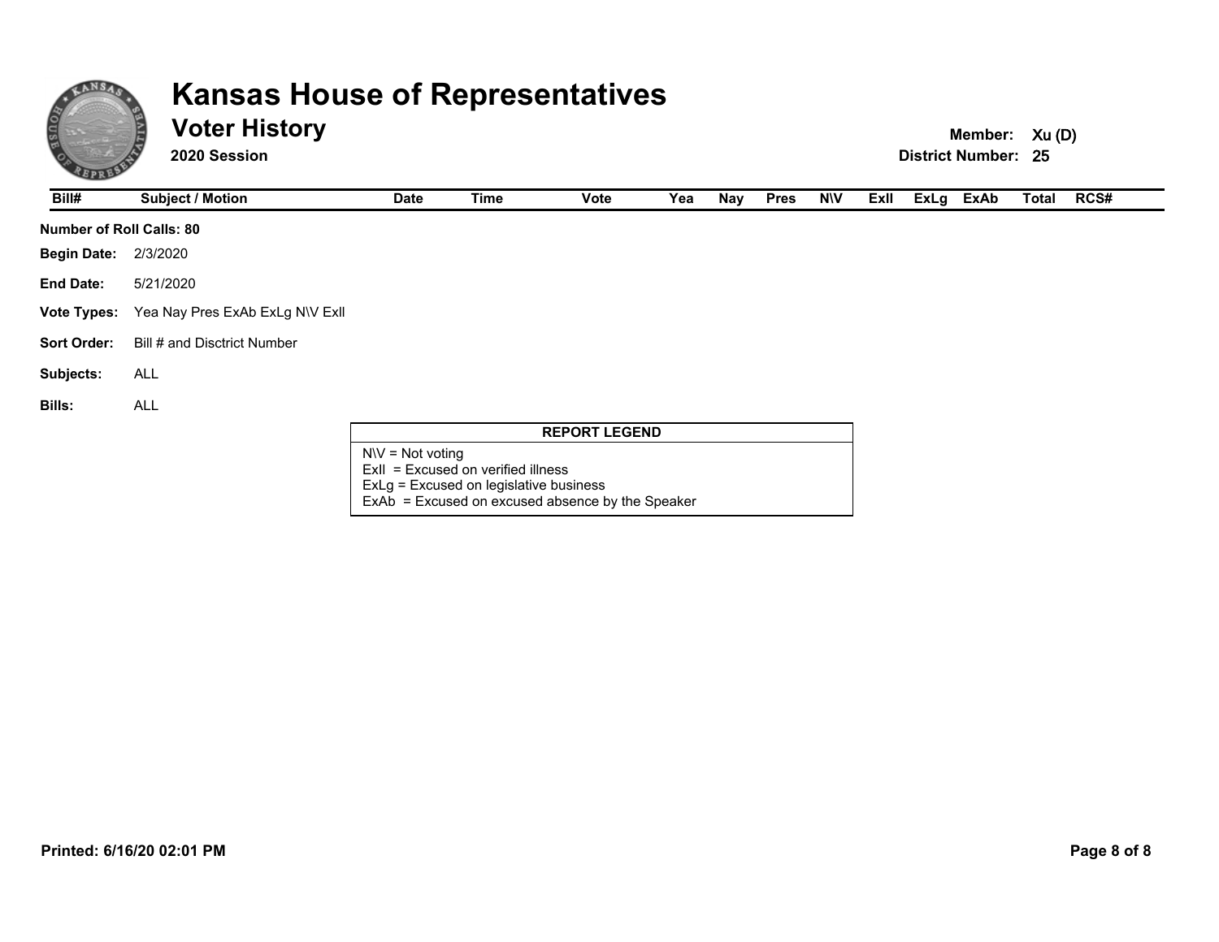# Kansas House of Representatives

## Voter History

**2020 Session**

**Member:** Xu (D)
**District Number:** 25

| Bill# | Subject / Motion | Date | Time | Vote | Yea | Nay | Pres | N\V | ExIl | ExLg | ExAb | Total | RCS# |
|---|---|---|---|---|---|---|---|---|---|---|---|---|---|

**Number of Roll Calls: 80**

**Begin Date:** 2/3/2020

**End Date:** 5/21/2020

**Vote Types:** Yea Nay Pres ExAb ExLg N\V ExIl

**Sort Order:** Bill # and Disctrict Number

**Subjects:** ALL

**Bills:** ALL

| REPORT LEGEND |
|---|
| N\V = Not voting |
| ExIl = Excused on verified illness |
| ExLg = Excused on legislative business |
| ExAb = Excused on excused absence by the Speaker |

Printed: 6/16/20 02:01 PM